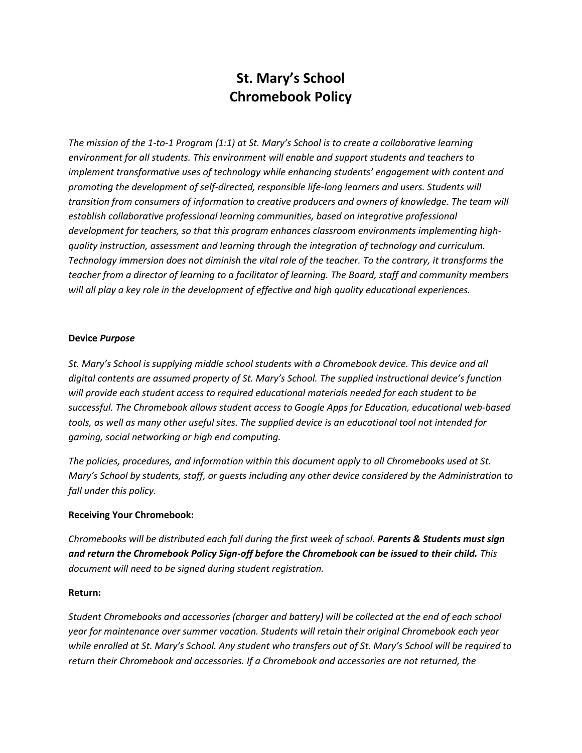# St. Mary's School
# Chromebook Policy

*The mission of the 1-to-1 Program (1:1) at St. Mary's School is to create a collaborative learning environment for all students. This environment will enable and support students and teachers to implement transformative uses of technology while enhancing students' engagement with content and promoting the development of self-directed, responsible life-long learners and users. Students will transition from consumers of information to creative producers and owners of knowledge. The team will establish collaborative professional learning communities, based on integrative professional development for teachers, so that this program enhances classroom environments implementing high-quality instruction, assessment and learning through the integration of technology and curriculum. Technology immersion does not diminish the vital role of the teacher. To the contrary, it transforms the teacher from a director of learning to a facilitator of learning. The Board, staff and community members will all play a key role in the development of effective and high quality educational experiences.*

**Device *Purpose***

*St. Mary's School is supplying middle school students with a Chromebook device. This device and all digital contents are assumed property of St. Mary's School. The supplied instructional device's function will provide each student access to required educational materials needed for each student to be successful. The Chromebook allows student access to Google Apps for Education, educational web-based tools, as well as many other useful sites. The supplied device is an educational tool not intended for gaming, social networking or high end computing.*

*The policies, procedures, and information within this document apply to all Chromebooks used at St. Mary's School by students, staff, or guests including any other device considered by the Administration to fall under this policy.*

**Receiving Your Chromebook:**

*Chromebooks will be distributed each fall during the first week of school.* ***Parents & Students must sign and return the Chromebook Policy Sign-off before the Chromebook can be issued to their child.*** *This document will need to be signed during student registration.*

**Return:**

*Student Chromebooks and accessories (charger and battery) will be collected at the end of each school year for maintenance over summer vacation. Students will retain their original Chromebook each year while enrolled at St. Mary's School. Any student who transfers out of St. Mary's School will be required to return their Chromebook and accessories. If a Chromebook and accessories are not returned, the*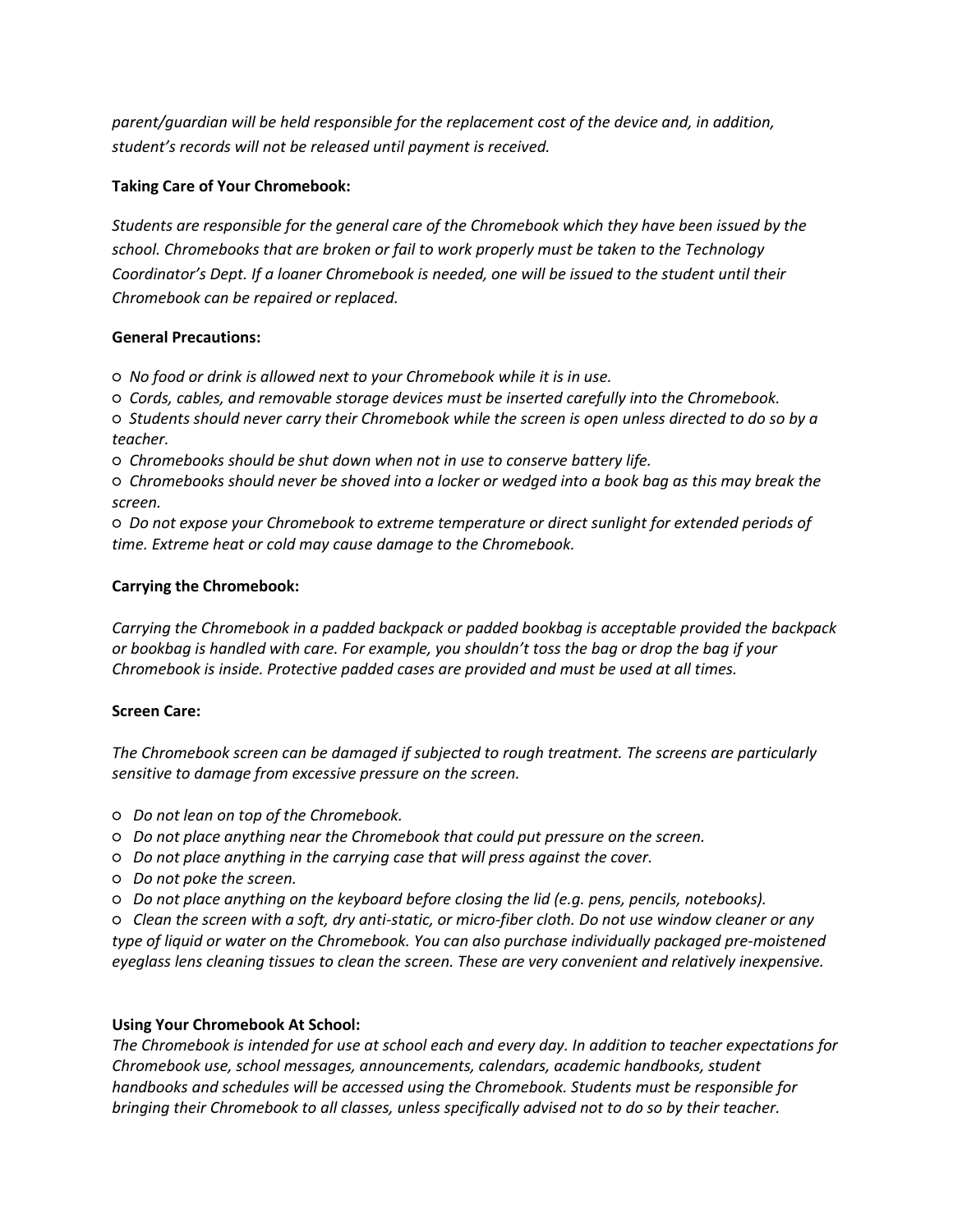*parent/guardian will be held responsible for the replacement cost of the device and, in addition, student's records will not be released until payment is received.*

**Taking Care of Your Chromebook:**

*Students are responsible for the general care of the Chromebook which they have been issued by the school. Chromebooks that are broken or fail to work properly must be taken to the Technology Coordinator's Dept. If a loaner Chromebook is needed, one will be issued to the student until their Chromebook can be repaired or replaced.*

**General Precautions:**

- *No food or drink is allowed next to your Chromebook while it is in use.*
- *Cords, cables, and removable storage devices must be inserted carefully into the Chromebook.*
- *Students should never carry their Chromebook while the screen is open unless directed to do so by a teacher.*
- *Chromebooks should be shut down when not in use to conserve battery life.*
- *Chromebooks should never be shoved into a locker or wedged into a book bag as this may break the screen.*
- *Do not expose your Chromebook to extreme temperature or direct sunlight for extended periods of time. Extreme heat or cold may cause damage to the Chromebook.*

**Carrying the Chromebook:**

*Carrying the Chromebook in a padded backpack or padded bookbag is acceptable provided the backpack or bookbag is handled with care. For example, you shouldn't toss the bag or drop the bag if your Chromebook is inside. Protective padded cases are provided and must be used at all times.*

**Screen Care:**

*The Chromebook screen can be damaged if subjected to rough treatment. The screens are particularly sensitive to damage from excessive pressure on the screen.*

- *Do not lean on top of the Chromebook.*
- *Do not place anything near the Chromebook that could put pressure on the screen.*
- *Do not place anything in the carrying case that will press against the cover.*
- *Do not poke the screen.*
- *Do not place anything on the keyboard before closing the lid (e.g. pens, pencils, notebooks).*
- *Clean the screen with a soft, dry anti-static, or micro-fiber cloth. Do not use window cleaner or any type of liquid or water on the Chromebook. You can also purchase individually packaged pre-moistened eyeglass lens cleaning tissues to clean the screen. These are very convenient and relatively inexpensive.*

**Using Your Chromebook At School:**

*The Chromebook is intended for use at school each and every day. In addition to teacher expectations for Chromebook use, school messages, announcements, calendars, academic handbooks, student handbooks and schedules will be accessed using the Chromebook. Students must be responsible for bringing their Chromebook to all classes, unless specifically advised not to do so by their teacher.*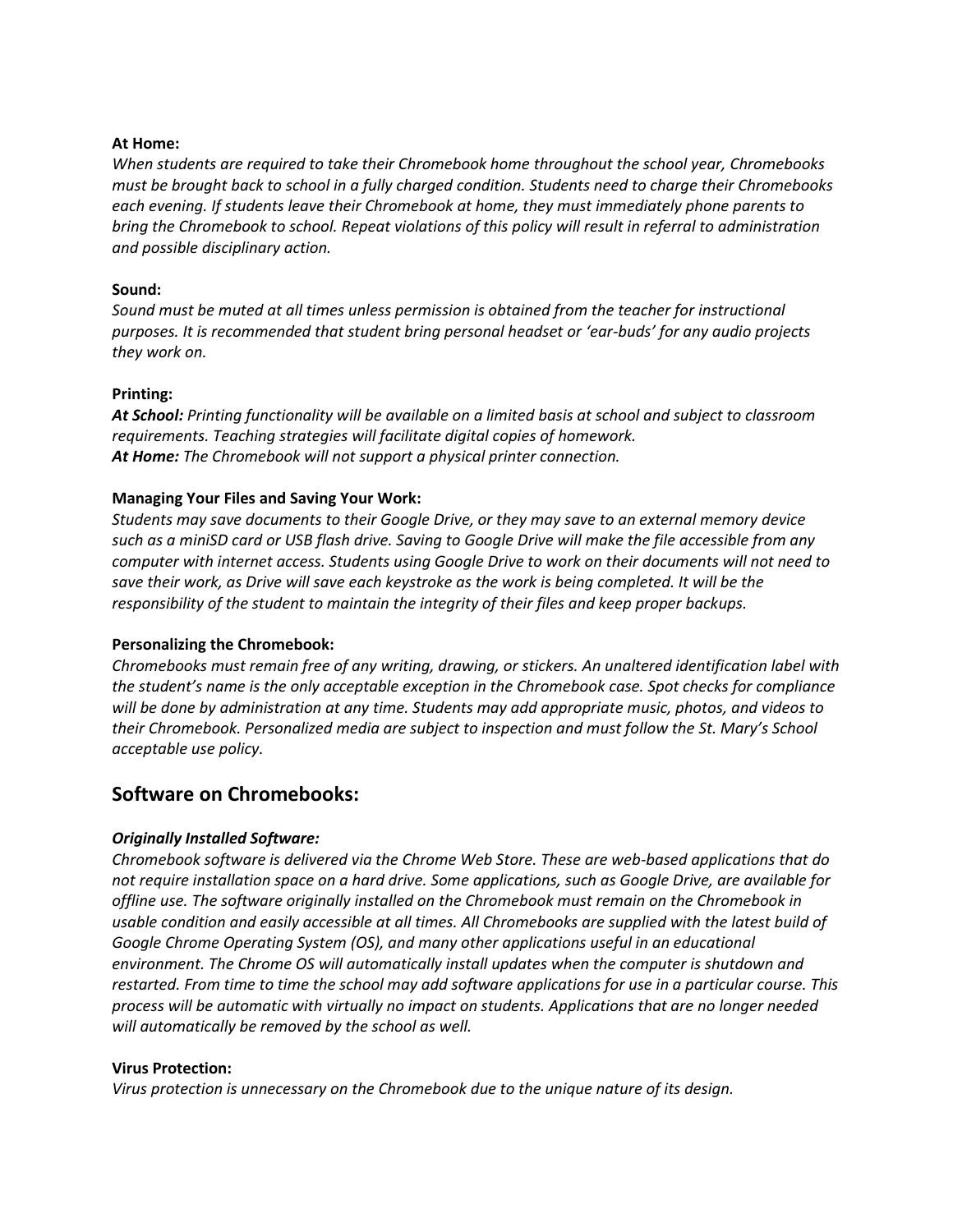**At Home:**

*When students are required to take their Chromebook home throughout the school year, Chromebooks must be brought back to school in a fully charged condition. Students need to charge their Chromebooks each evening. If students leave their Chromebook at home, they must immediately phone parents to bring the Chromebook to school. Repeat violations of this policy will result in referral to administration and possible disciplinary action.*

**Sound:**

*Sound must be muted at all times unless permission is obtained from the teacher for instructional purposes. It is recommended that student bring personal headset or 'ear-buds' for any audio projects they work on.*

**Printing:**

***At School:*** *Printing functionality will be available on a limited basis at school and subject to classroom requirements. Teaching strategies will facilitate digital copies of homework.*
***At Home:*** *The Chromebook will not support a physical printer connection.*

**Managing Your Files and Saving Your Work:**

*Students may save documents to their Google Drive, or they may save to an external memory device such as a miniSD card or USB flash drive. Saving to Google Drive will make the file accessible from any computer with internet access. Students using Google Drive to work on their documents will not need to save their work, as Drive will save each keystroke as the work is being completed. It will be the responsibility of the student to maintain the integrity of their files and keep proper backups.*

**Personalizing the Chromebook:**

*Chromebooks must remain free of any writing, drawing, or stickers. An unaltered identification label with the student's name is the only acceptable exception in the Chromebook case. Spot checks for compliance will be done by administration at any time. Students may add appropriate music, photos, and videos to their Chromebook. Personalized media are subject to inspection and must follow the St. Mary's School acceptable use policy.*

## Software on Chromebooks:

***Originally Installed Software:***

*Chromebook software is delivered via the Chrome Web Store. These are web-based applications that do not require installation space on a hard drive. Some applications, such as Google Drive, are available for offline use. The software originally installed on the Chromebook must remain on the Chromebook in usable condition and easily accessible at all times. All Chromebooks are supplied with the latest build of Google Chrome Operating System (OS), and many other applications useful in an educational environment. The Chrome OS will automatically install updates when the computer is shutdown and restarted. From time to time the school may add software applications for use in a particular course. This process will be automatic with virtually no impact on students. Applications that are no longer needed will automatically be removed by the school as well.*

**Virus Protection:**

*Virus protection is unnecessary on the Chromebook due to the unique nature of its design.*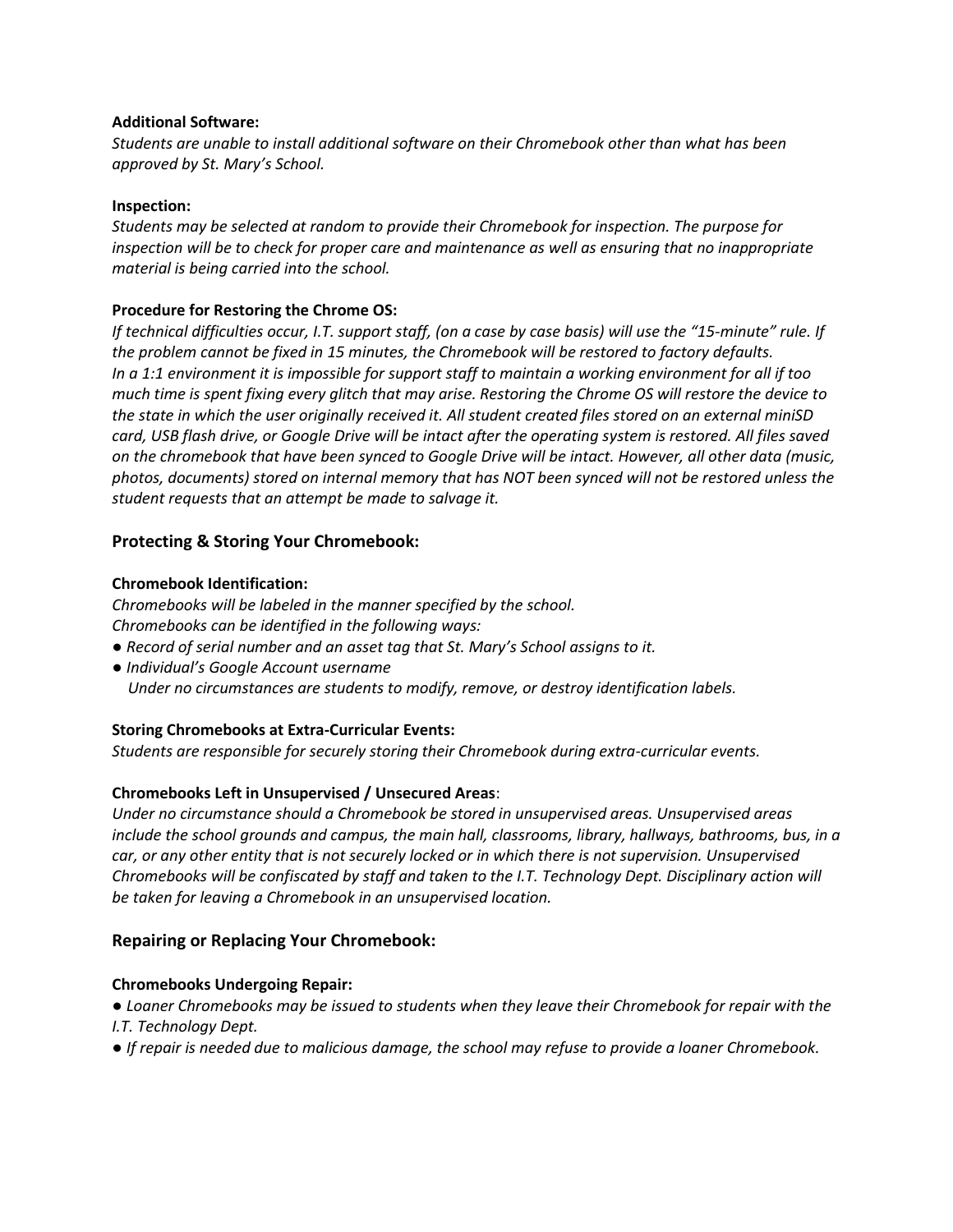**Additional Software:**
*Students are unable to install additional software on their Chromebook other than what has been approved by St. Mary's School.*

**Inspection:**
*Students may be selected at random to provide their Chromebook for inspection. The purpose for inspection will be to check for proper care and maintenance as well as ensuring that no inappropriate material is being carried into the school.*

**Procedure for Restoring the Chrome OS:**
*If technical difficulties occur, I.T. support staff, (on a case by case basis) will use the "15-minute" rule. If the problem cannot be fixed in 15 minutes, the Chromebook will be restored to factory defaults. In a 1:1 environment it is impossible for support staff to maintain a working environment for all if too much time is spent fixing every glitch that may arise. Restoring the Chrome OS will restore the device to the state in which the user originally received it. All student created files stored on an external miniSD card, USB flash drive, or Google Drive will be intact after the operating system is restored. All files saved on the chromebook that have been synced to Google Drive will be intact. However, all other data (music, photos, documents) stored on internal memory that has NOT been synced will not be restored unless the student requests that an attempt be made to salvage it.*

## Protecting & Storing Your Chromebook:

**Chromebook Identification:**
*Chromebooks will be labeled in the manner specified by the school.*
*Chromebooks can be identified in the following ways:*

- *Record of serial number and an asset tag that St. Mary's School assigns to it.*
- *Individual's Google Account username*
  *Under no circumstances are students to modify, remove, or destroy identification labels.*

**Storing Chromebooks at Extra-Curricular Events:**
*Students are responsible for securely storing their Chromebook during extra-curricular events.*

**Chromebooks Left in Unsupervised / Unsecured Areas**:
*Under no circumstance should a Chromebook be stored in unsupervised areas. Unsupervised areas include the school grounds and campus, the main hall, classrooms, library, hallways, bathrooms, bus, in a car, or any other entity that is not securely locked or in which there is not supervision. Unsupervised Chromebooks will be confiscated by staff and taken to the I.T. Technology Dept. Disciplinary action will be taken for leaving a Chromebook in an unsupervised location.*

## Repairing or Replacing Your Chromebook:

**Chromebooks Undergoing Repair:**

- *Loaner Chromebooks may be issued to students when they leave their Chromebook for repair with the I.T. Technology Dept.*
- *If repair is needed due to malicious damage, the school may refuse to provide a loaner Chromebook.*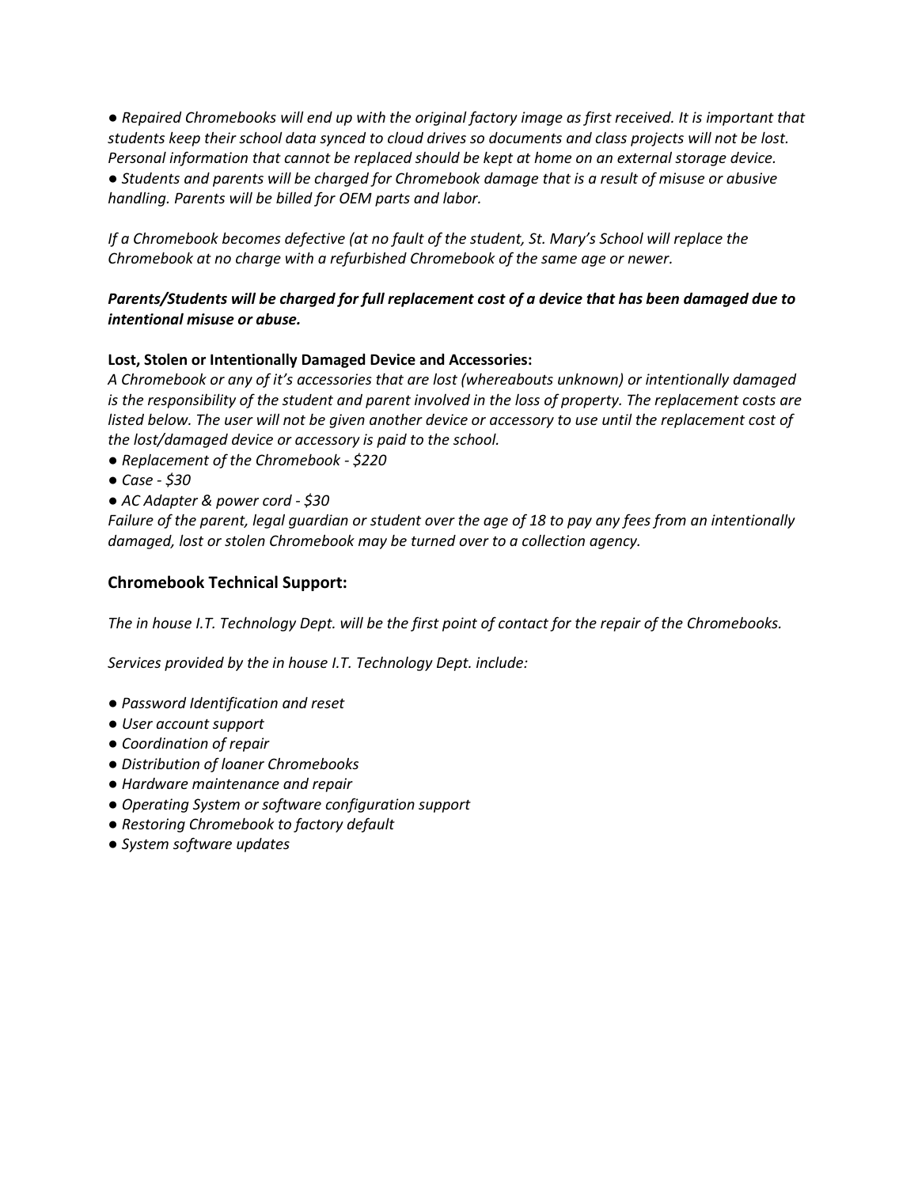- *Repaired Chromebooks will end up with the original factory image as first received. It is important that students keep their school data synced to cloud drives so documents and class projects will not be lost. Personal information that cannot be replaced should be kept at home on an external storage device.*
- *Students and parents will be charged for Chromebook damage that is a result of misuse or abusive handling. Parents will be billed for OEM parts and labor.*

*If a Chromebook becomes defective (at no fault of the student, St. Mary's School will replace the Chromebook at no charge with a refurbished Chromebook of the same age or newer.*

***Parents/Students will be charged for full replacement cost of a device that has been damaged due to intentional misuse or abuse.***

**Lost, Stolen or Intentionally Damaged Device and Accessories:**

*A Chromebook or any of it's accessories that are lost (whereabouts unknown) or intentionally damaged is the responsibility of the student and parent involved in the loss of property. The replacement costs are listed below. The user will not be given another device or accessory to use until the replacement cost of the lost/damaged device or accessory is paid to the school.*

- *Replacement of the Chromebook - $220*
- *Case - $30*
- *AC Adapter & power cord - $30*

*Failure of the parent, legal guardian or student over the age of 18 to pay any fees from an intentionally damaged, lost or stolen Chromebook may be turned over to a collection agency.*

## Chromebook Technical Support:

*The in house I.T. Technology Dept. will be the first point of contact for the repair of the Chromebooks.*

*Services provided by the in house I.T. Technology Dept. include:*

- *Password Identification and reset*
- *User account support*
- *Coordination of repair*
- *Distribution of loaner Chromebooks*
- *Hardware maintenance and repair*
- *Operating System or software configuration support*
- *Restoring Chromebook to factory default*
- *System software updates*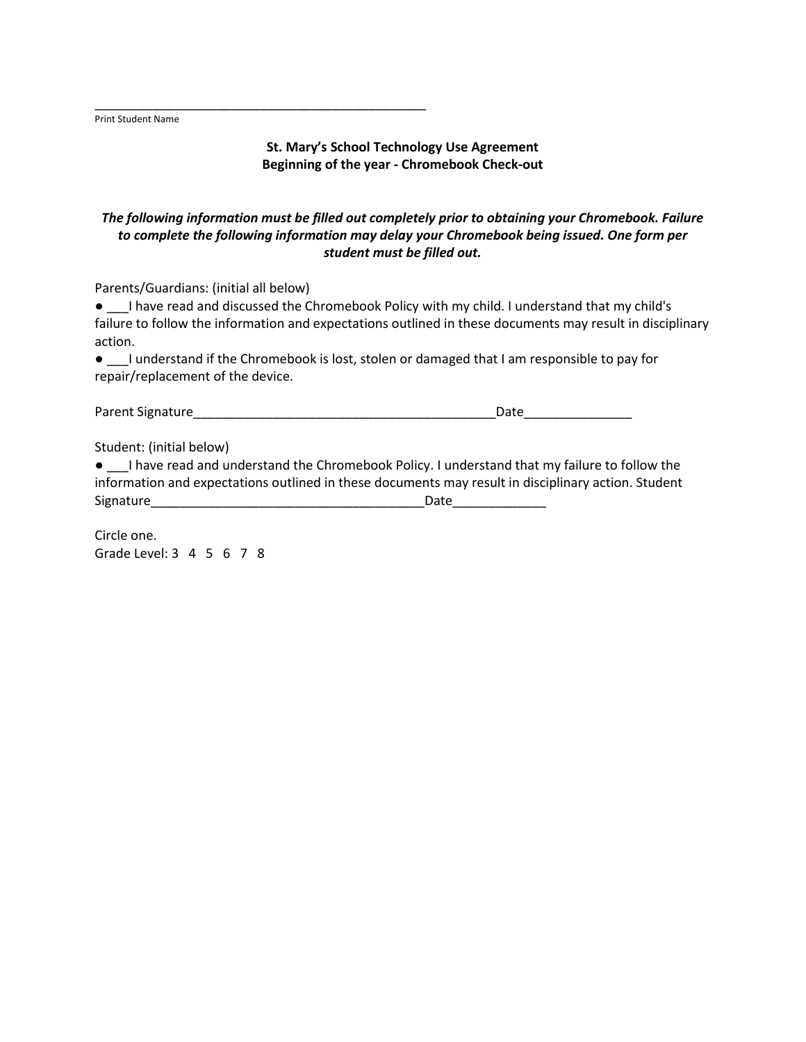\_\_\_\_\_\_\_\_\_\_\_\_\_\_\_\_\_\_\_\_\_\_\_\_\_\_\_\_\_\_\_\_\_\_\_\_\_\_\_\_\_\_\_\_\_\_\_\_
Print Student Name

**St. Mary's School Technology Use Agreement**
**Beginning of the year - Chromebook Check-out**

***The following information must be filled out completely prior to obtaining your Chromebook. Failure to complete the following information may delay your Chromebook being issued. One form per student must be filled out.***

Parents/Guardians: (initial all below)

● ___I have read and discussed the Chromebook Policy with my child. I understand that my child's failure to follow the information and expectations outlined in these documents may result in disciplinary action.

● ___I understand if the Chromebook is lost, stolen or damaged that I am responsible to pay for repair/replacement of the device.

Parent Signature\_\_\_\_\_\_\_\_\_\_\_\_\_\_\_\_\_\_\_\_\_\_\_\_\_\_\_\_\_\_\_\_\_\_\_\_\_\_\_\_\_\_\_\_Date\_\_\_\_\_\_\_\_\_\_\_\_\_\_\_\_

Student: (initial below)

● ___I have read and understand the Chromebook Policy. I understand that my failure to follow the information and expectations outlined in these documents may result in disciplinary action. Student Signature\_\_\_\_\_\_\_\_\_\_\_\_\_\_\_\_\_\_\_\_\_\_\_\_\_\_\_\_\_\_\_\_\_\_\_\_\_\_\_Date\_\_\_\_\_\_\_\_\_\_\_\_\_\_

Circle one.
Grade Level: 3 4 5 6 7 8